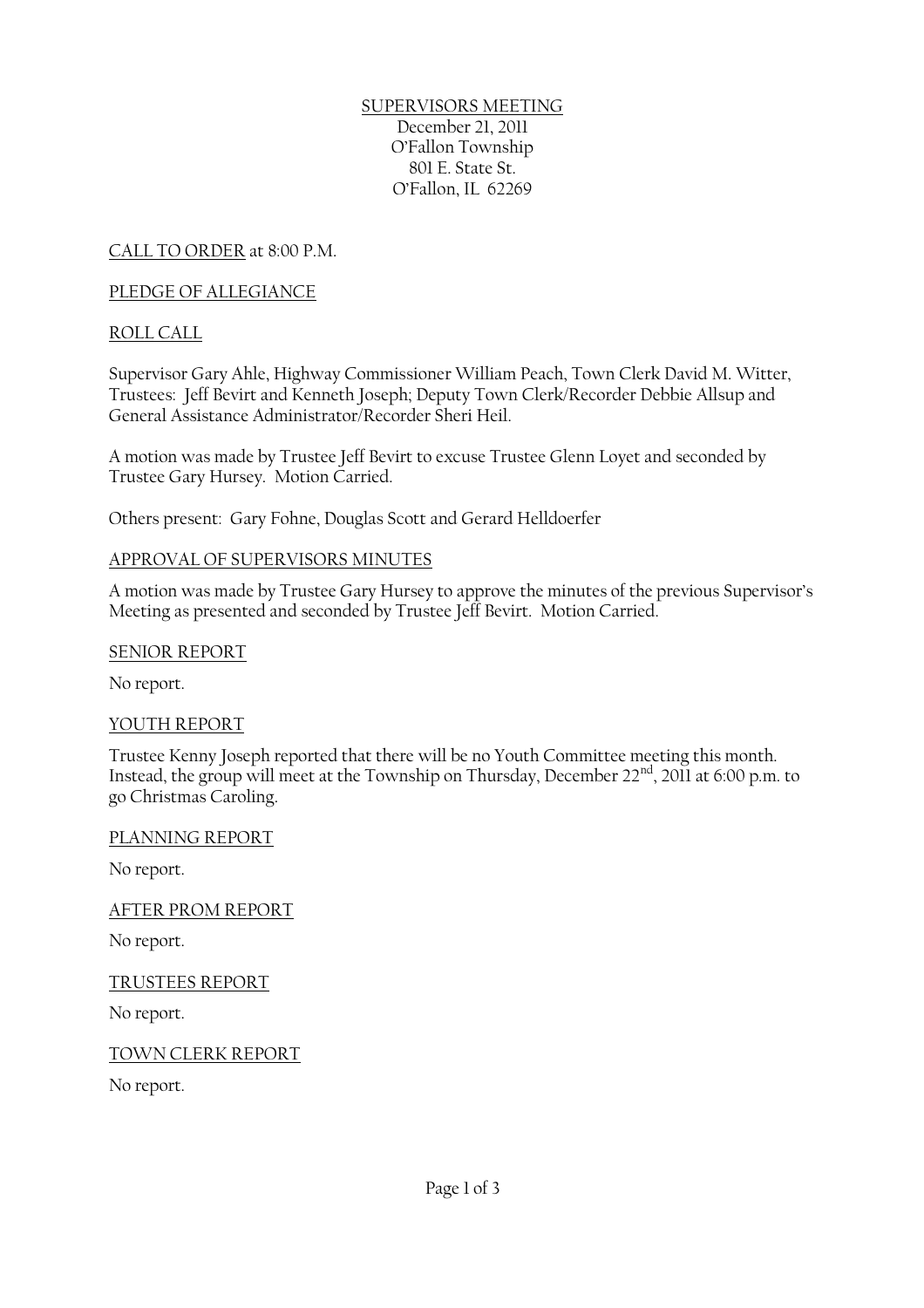SUPERVISORS MEETING
December 21, 2011
O'Fallon Township
801 E. State St.
O'Fallon, IL 62269

CALL TO ORDER at 8:00 P.M.

PLEDGE OF ALLEGIANCE

ROLL CALL

Supervisor Gary Ahle, Highway Commissioner William Peach, Town Clerk David M. Witter, Trustees: Jeff Bevirt and Kenneth Joseph; Deputy Town Clerk/Recorder Debbie Allsup and General Assistance Administrator/Recorder Sheri Heil.

A motion was made by Trustee Jeff Bevirt to excuse Trustee Glenn Loyet and seconded by Trustee Gary Hursey. Motion Carried.

Others present: Gary Fohne, Douglas Scott and Gerard Helldoerfer

APPROVAL OF SUPERVISORS MINUTES

A motion was made by Trustee Gary Hursey to approve the minutes of the previous Supervisor's Meeting as presented and seconded by Trustee Jeff Bevirt. Motion Carried.

SENIOR REPORT

No report.

YOUTH REPORT

Trustee Kenny Joseph reported that there will be no Youth Committee meeting this month. Instead, the group will meet at the Township on Thursday, December 22nd, 2011 at 6:00 p.m. to go Christmas Caroling.

PLANNING REPORT

No report.

AFTER PROM REPORT

No report.

TRUSTEES REPORT

No report.

TOWN CLERK REPORT

No report.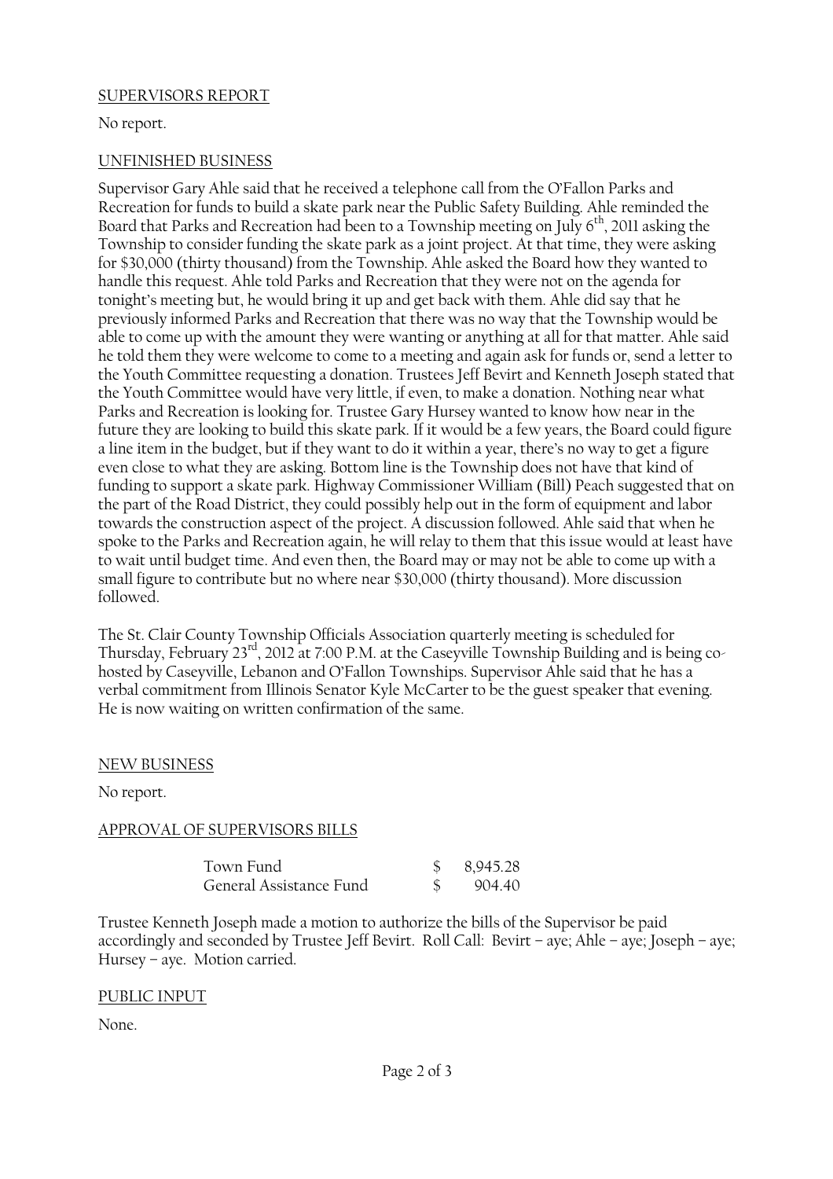## SUPERVISORS REPORT

No report.

## UNFINISHED BUSINESS

Supervisor Gary Ahle said that he received a telephone call from the O'Fallon Parks and Recreation for funds to build a skate park near the Public Safety Building. Ahle reminded the Board that Parks and Recreation had been to a Township meeting on July 6th, 2011 asking the Township to consider funding the skate park as a joint project. At that time, they were asking for $30,000 (thirty thousand) from the Township. Ahle asked the Board how they wanted to handle this request. Ahle told Parks and Recreation that they were not on the agenda for tonight's meeting but, he would bring it up and get back with them. Ahle did say that he previously informed Parks and Recreation that there was no way that the Township would be able to come up with the amount they were wanting or anything at all for that matter. Ahle said he told them they were welcome to come to a meeting and again ask for funds or, send a letter to the Youth Committee requesting a donation. Trustees Jeff Bevirt and Kenneth Joseph stated that the Youth Committee would have very little, if even, to make a donation. Nothing near what Parks and Recreation is looking for. Trustee Gary Hursey wanted to know how near in the future they are looking to build this skate park. If it would be a few years, the Board could figure a line item in the budget, but if they want to do it within a year, there's no way to get a figure even close to what they are asking. Bottom line is the Township does not have that kind of funding to support a skate park. Highway Commissioner William (Bill) Peach suggested that on the part of the Road District, they could possibly help out in the form of equipment and labor towards the construction aspect of the project. A discussion followed. Ahle said that when he spoke to the Parks and Recreation again, he will relay to them that this issue would at least have to wait until budget time. And even then, the Board may or may not be able to come up with a small figure to contribute but no where near $30,000 (thirty thousand). More discussion followed.

The St. Clair County Township Officials Association quarterly meeting is scheduled for Thursday, February 23rd, 2012 at 7:00 P.M. at the Caseyville Township Building and is being co-hosted by Caseyville, Lebanon and O'Fallon Townships. Supervisor Ahle said that he has a verbal commitment from Illinois Senator Kyle McCarter to be the guest speaker that evening. He is now waiting on written confirmation of the same.

## NEW BUSINESS

No report.

## APPROVAL OF SUPERVISORS BILLS

| | |
|---|---|
| Town Fund | $ 8,945.28 |
| General Assistance Fund | $ 904.40 |

Trustee Kenneth Joseph made a motion to authorize the bills of the Supervisor be paid accordingly and seconded by Trustee Jeff Bevirt. Roll Call: Bevirt – aye; Ahle – aye; Joseph – aye; Hursey – aye. Motion carried.

## PUBLIC INPUT

None.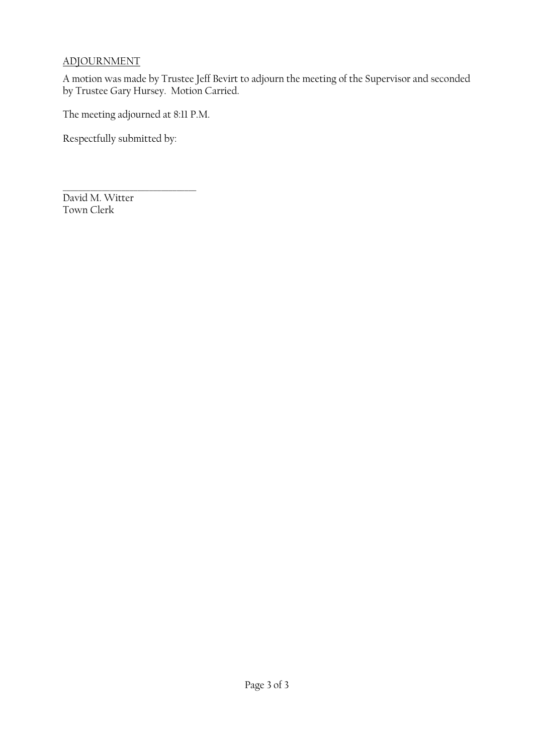ADJOURNMENT

A motion was made by Trustee Jeff Bevirt to adjourn the meeting of the Supervisor and seconded by Trustee Gary Hursey. Motion Carried.

The meeting adjourned at 8:11 P.M.

Respectfully submitted by:

\_\_\_\_\_\_\_\_\_\_\_\_\_\_\_\_\_\_\_\_\_\_\_\_\_\_\_\_\_\_\_\_

David M. Witter
Town Clerk